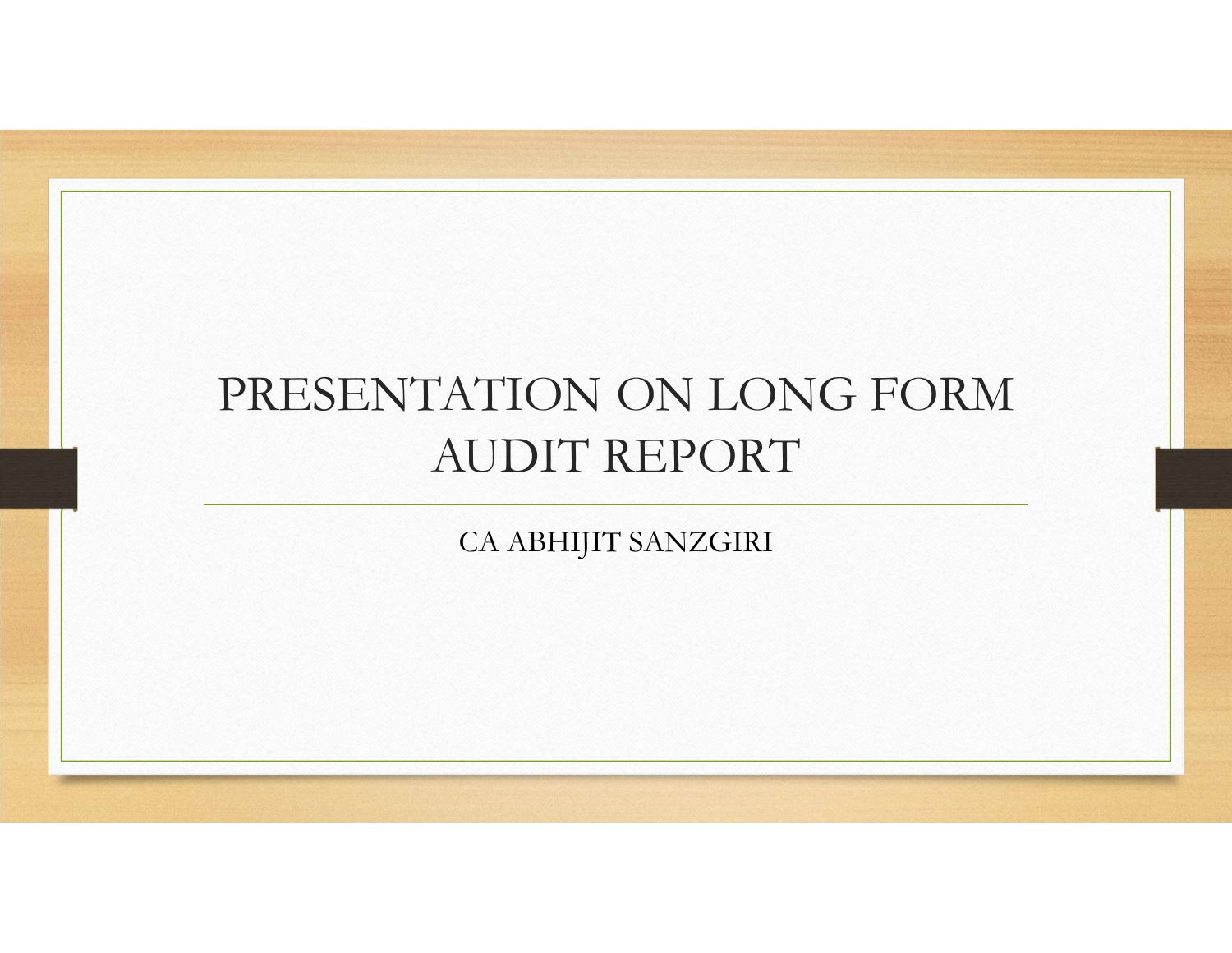# PRESENTATION ON LONG FORM AUDIT REPORT

CA ABHIJIT SANZGIRI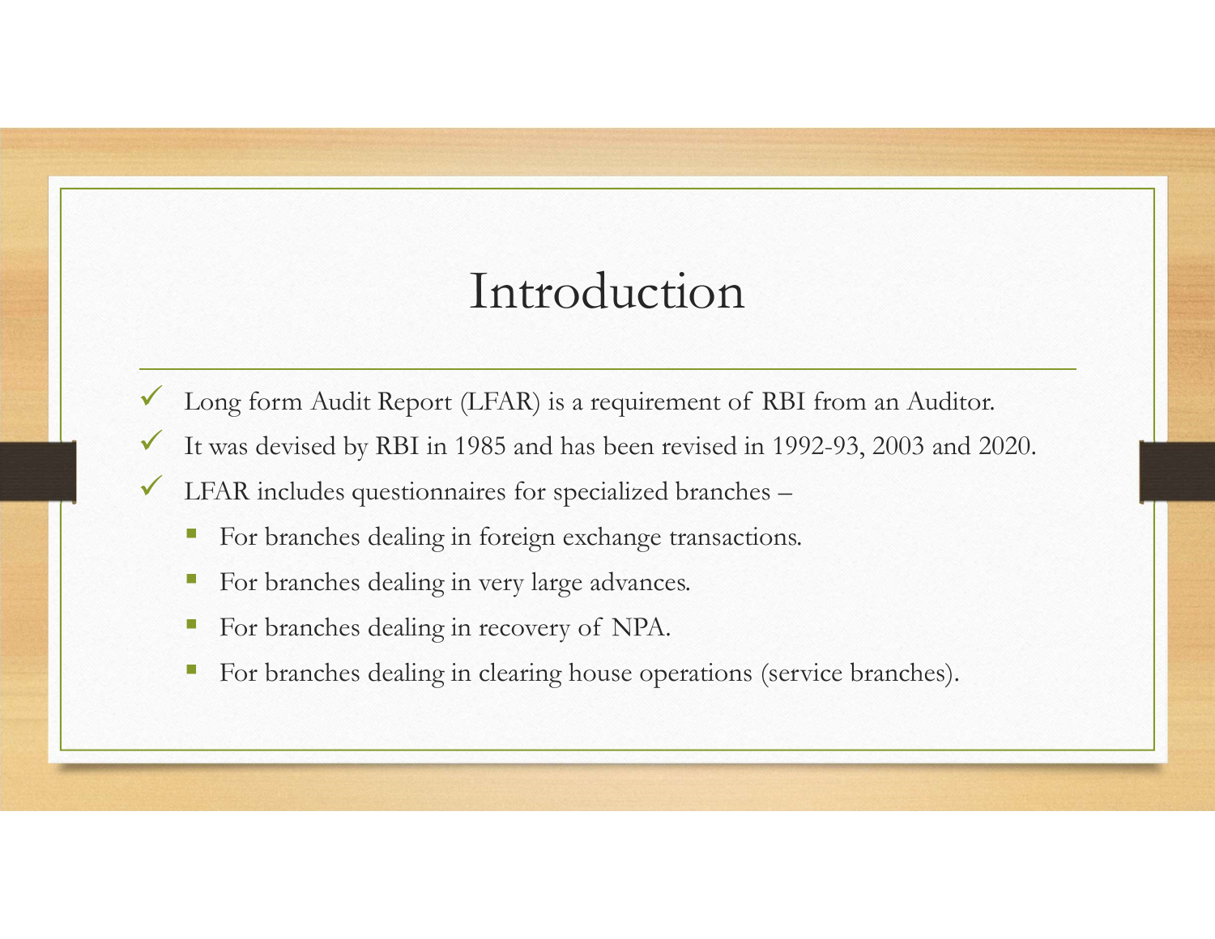# Introduction

- Long form Audit Report (LFAR) is a requirement of RBI from an Auditor.
- It was devised by RBI in 1985 and has been revised in 1992-93, 2003 and 2020.
- LFAR includes questionnaires for specialized branches –
  - For branches dealing in foreign exchange transactions.
  - For branches dealing in very large advances.
  - For branches dealing in recovery of NPA.
  - For branches dealing in clearing house operations (service branches).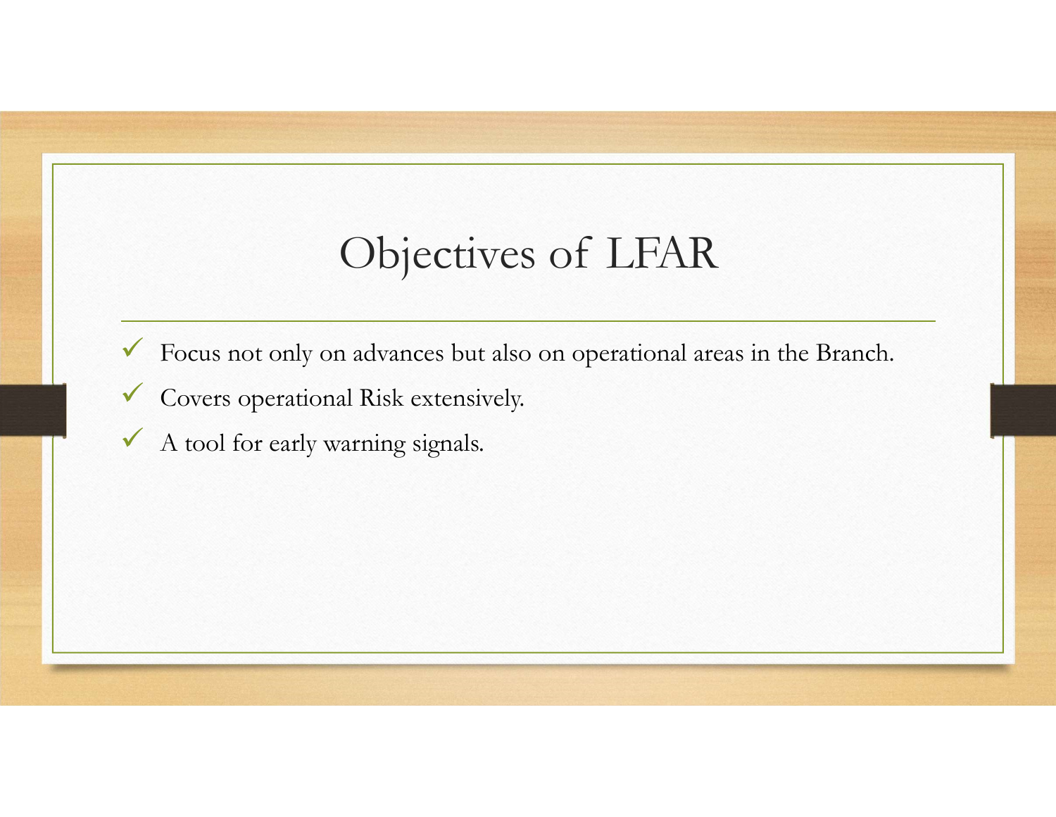# Objectives of LFAR

- Focus not only on advances but also on operational areas in the Branch.
- Covers operational Risk extensively.
- A tool for early warning signals.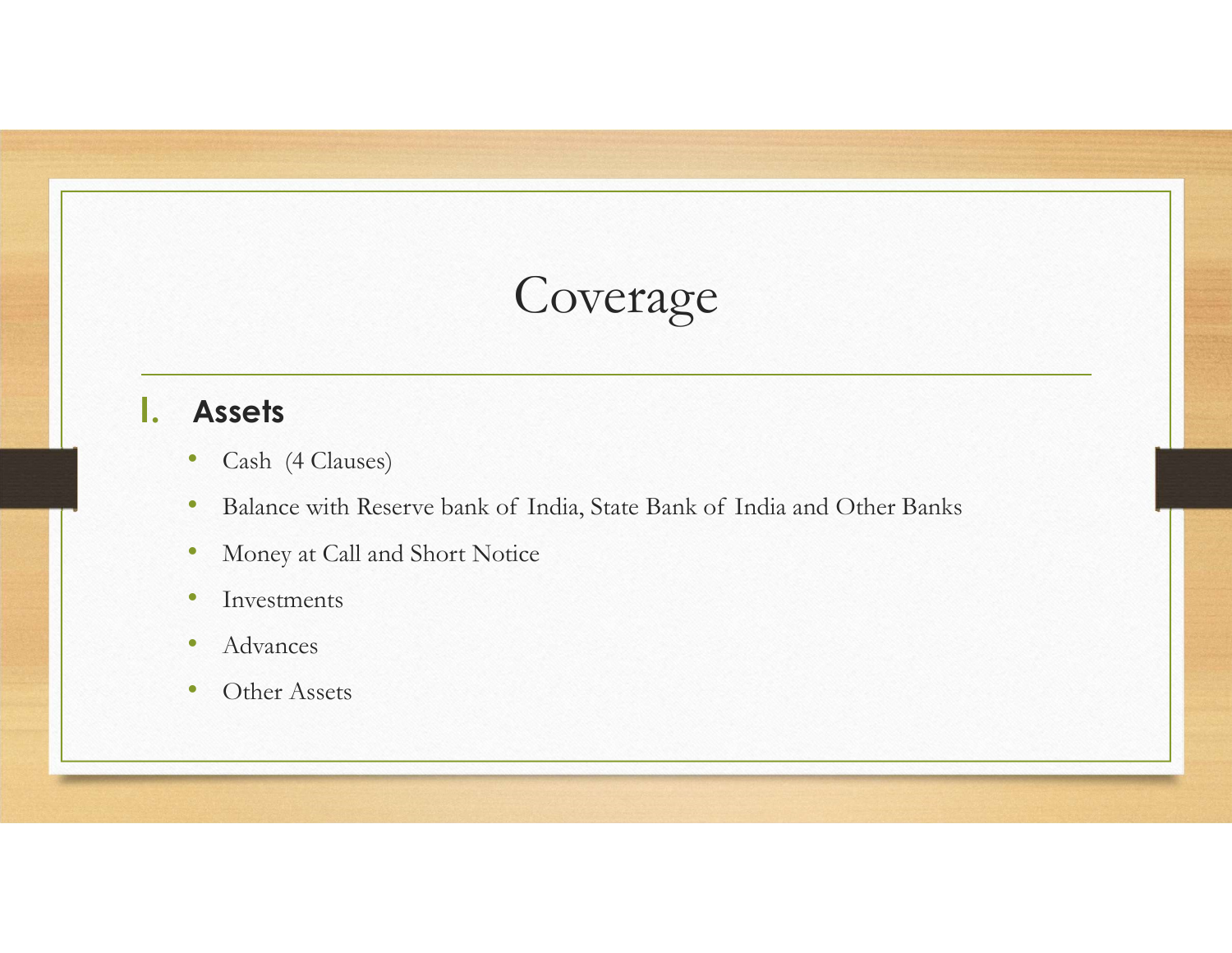# Coverage

## I. Assets

- Cash (4 Clauses)
- Balance with Reserve bank of India, State Bank of India and Other Banks
- Money at Call and Short Notice
- Investments
- Advances
- Other Assets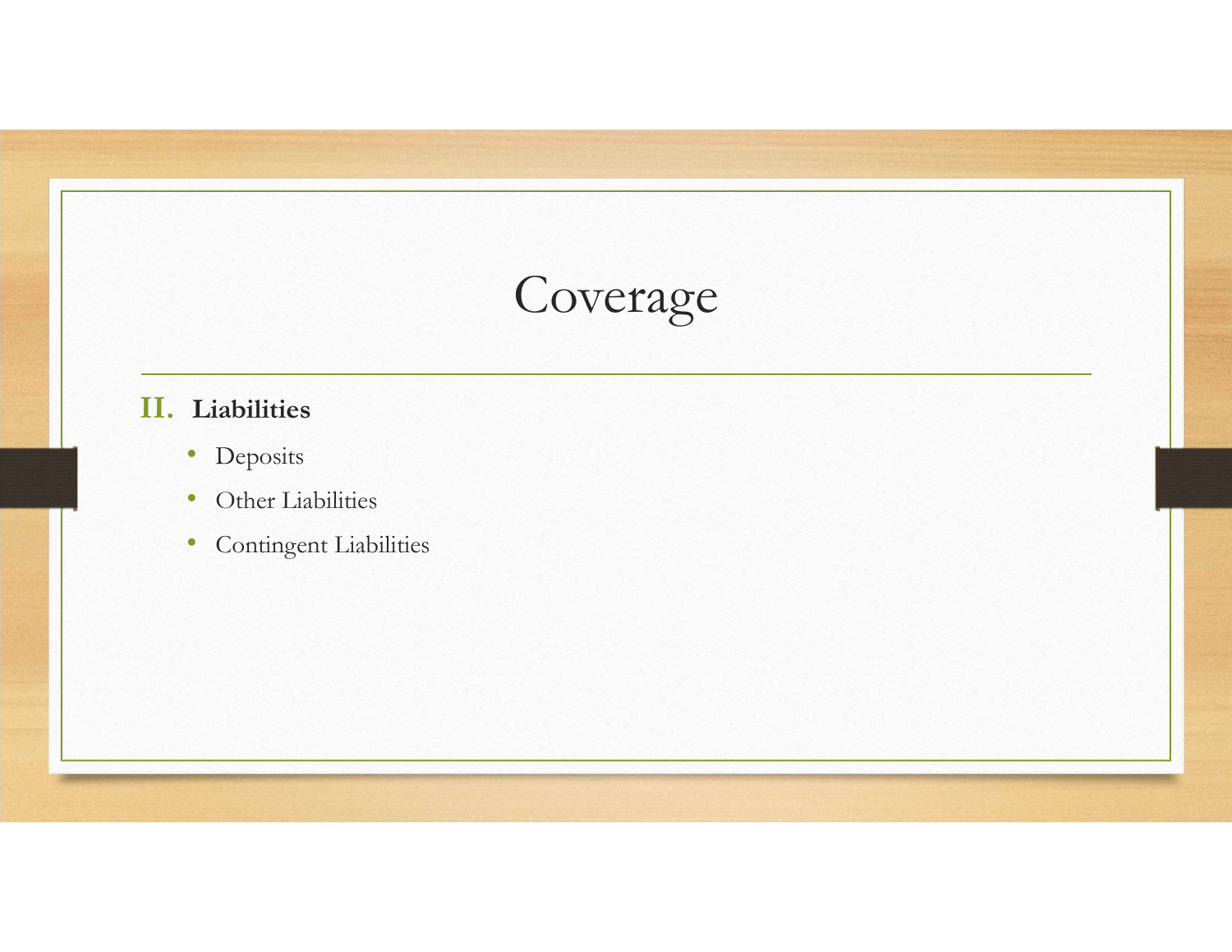# Coverage

## II. Liabilities

- Deposits
- Other Liabilities
- Contingent Liabilities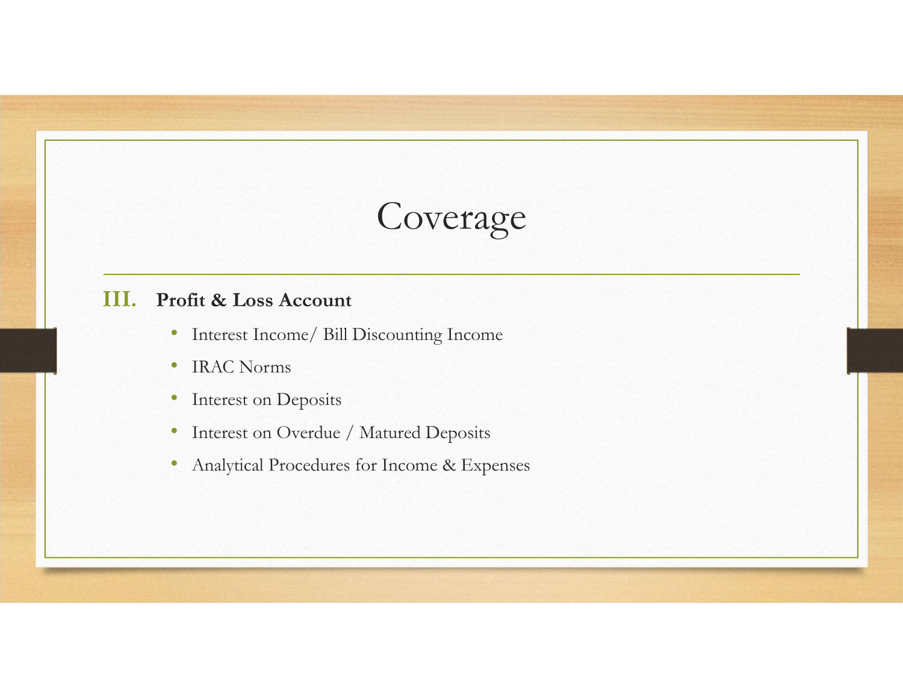# Coverage

## III. Profit & Loss Account

- Interest Income/ Bill Discounting Income
- IRAC Norms
- Interest on Deposits
- Interest on Overdue / Matured Deposits
- Analytical Procedures for Income & Expenses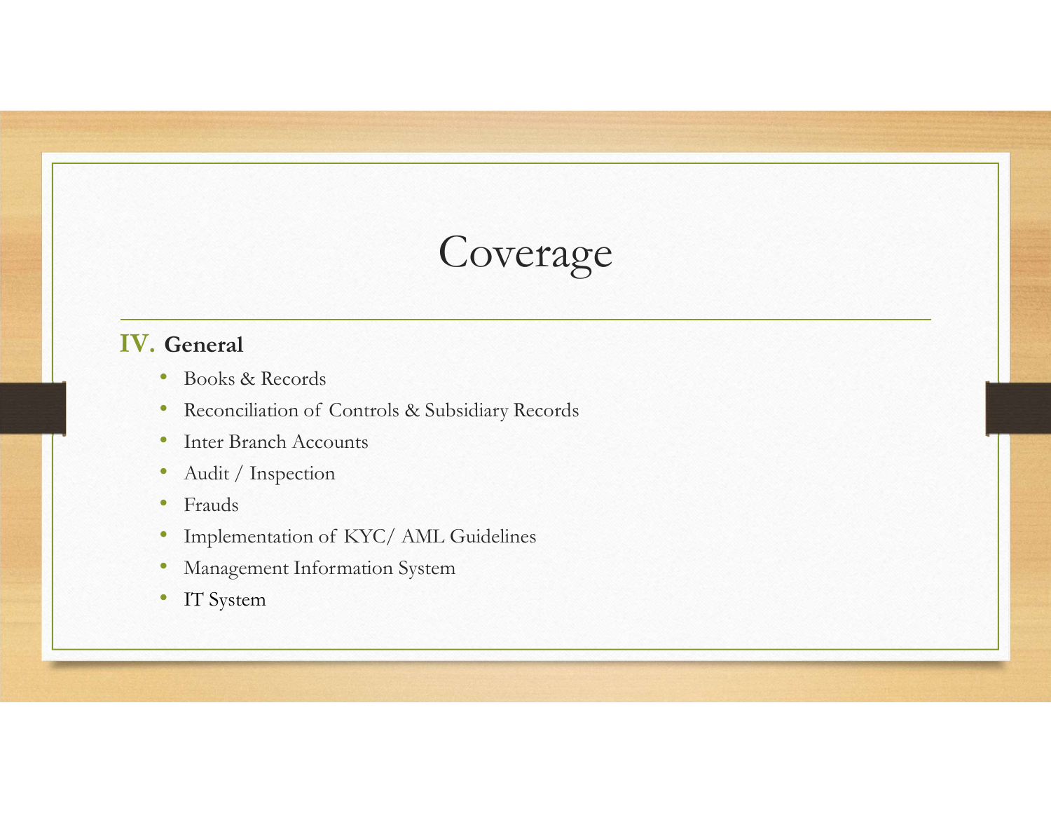# Coverage

**IV. General**

- Books & Records
- Reconciliation of Controls & Subsidiary Records
- Inter Branch Accounts
- Audit / Inspection
- Frauds
- Implementation of KYC/ AML Guidelines
- Management Information System
- IT System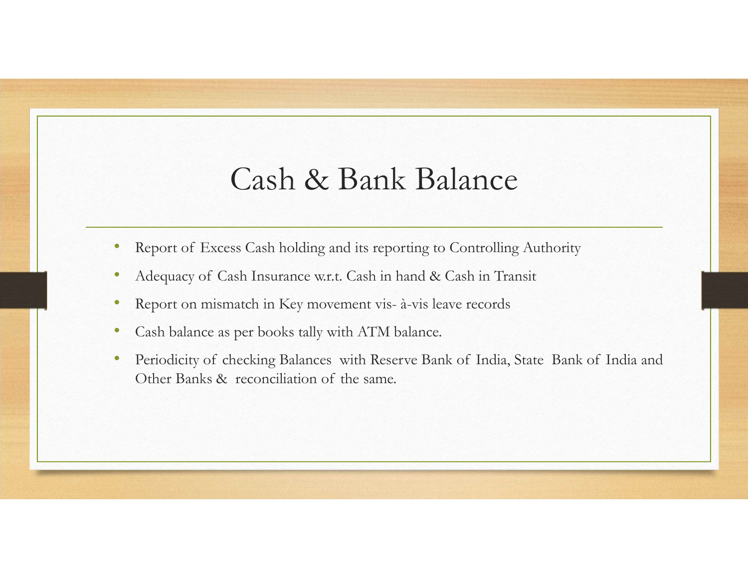# Cash & Bank Balance

- Report of Excess Cash holding and its reporting to Controlling Authority
- Adequacy of Cash Insurance w.r.t. Cash in hand & Cash in Transit
- Report on mismatch in Key movement vis- à-vis leave records
- Cash balance as per books tally with ATM balance.
- Periodicity of checking Balances with Reserve Bank of India, State Bank of India and Other Banks & reconciliation of the same.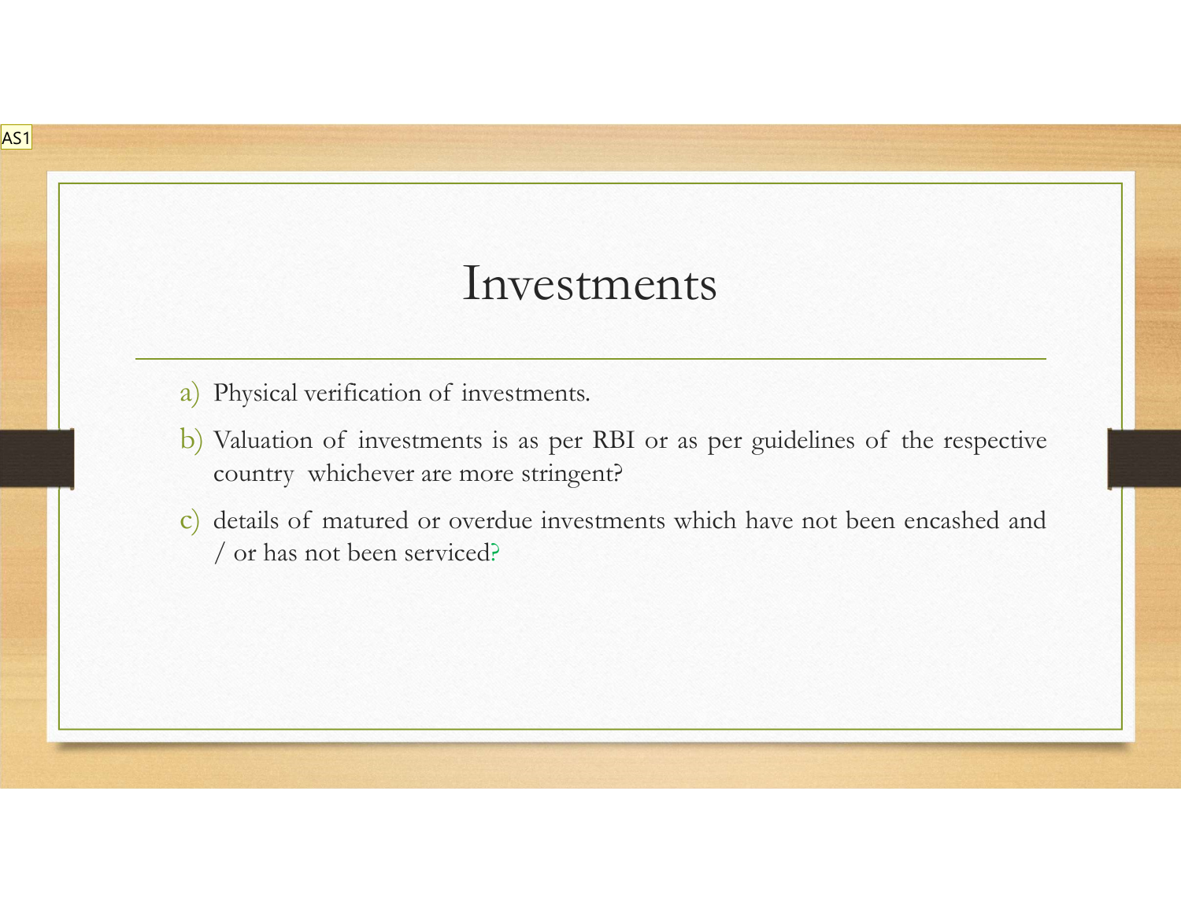# Investments

a) Physical verification of investments.

b) Valuation of investments is as per RBI or as per guidelines of the respective country whichever are more stringent?

c) details of matured or overdue investments which have not been encashed and / or has not been serviced?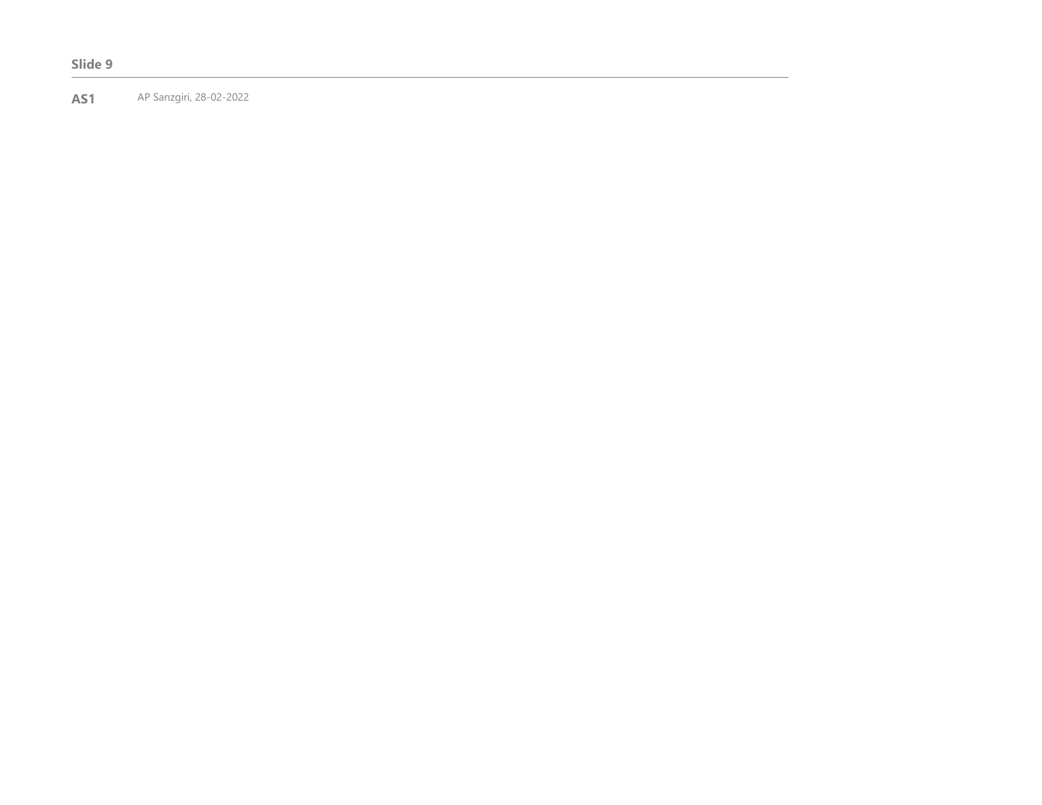**Slide 9**

---

**AS1** AP Sanzgiri, 28-02-2022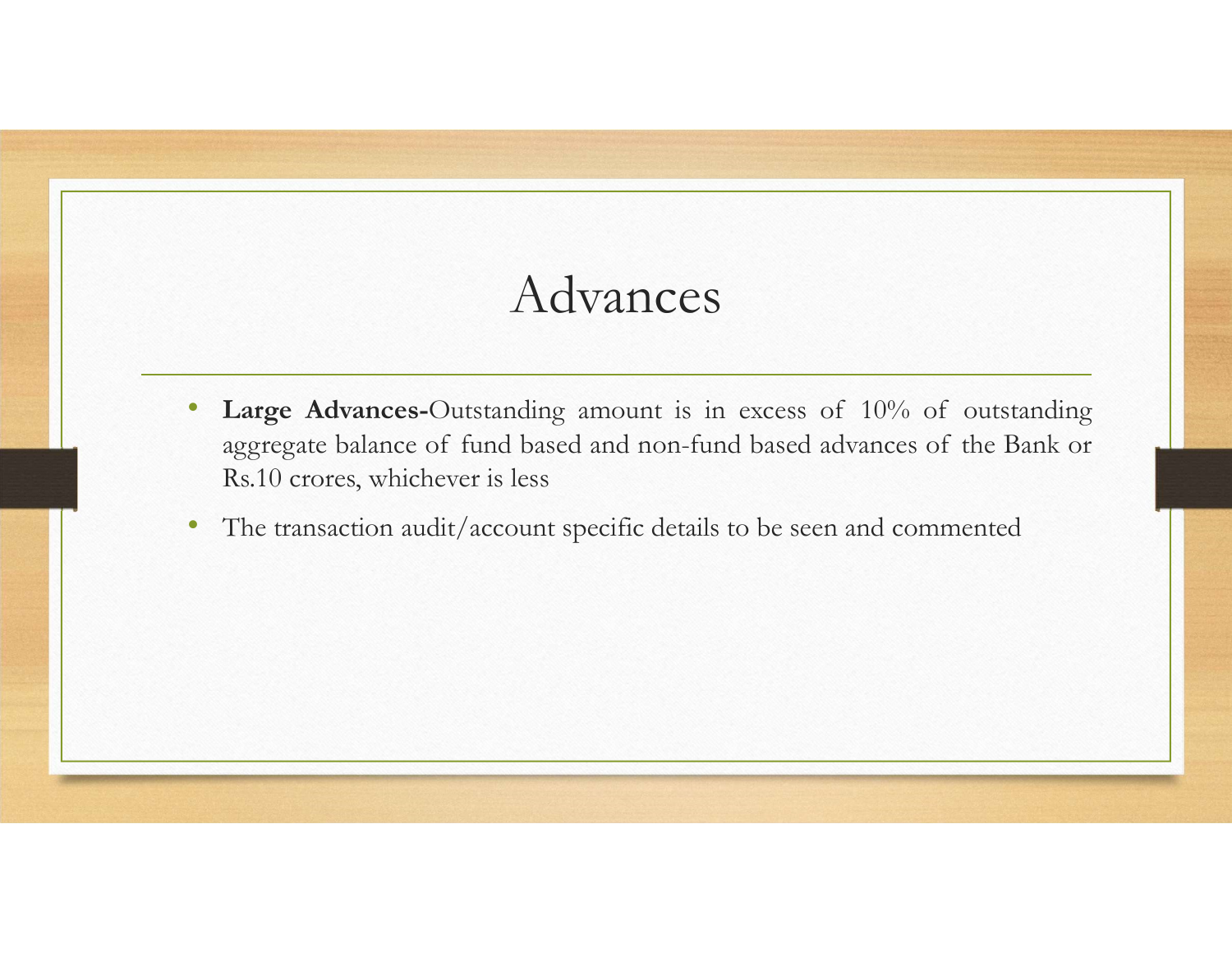# Advances

- **Large Advances-**Outstanding amount is in excess of 10% of outstanding aggregate balance of fund based and non-fund based advances of the Bank or Rs.10 crores, whichever is less
- The transaction audit/account specific details to be seen and commented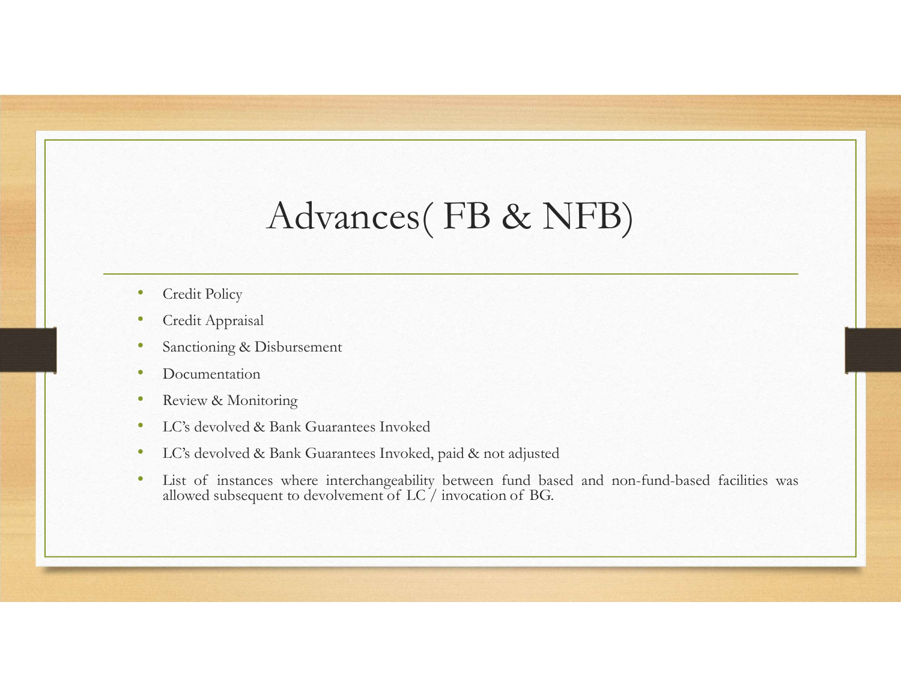# Advances( FB & NFB)

- Credit Policy
- Credit Appraisal
- Sanctioning & Disbursement
- Documentation
- Review & Monitoring
- LC's devolved & Bank Guarantees Invoked
- LC's devolved & Bank Guarantees Invoked, paid & not adjusted
- List of instances where interchangeability between fund based and non-fund-based facilities was allowed subsequent to devolvement of LC / invocation of BG.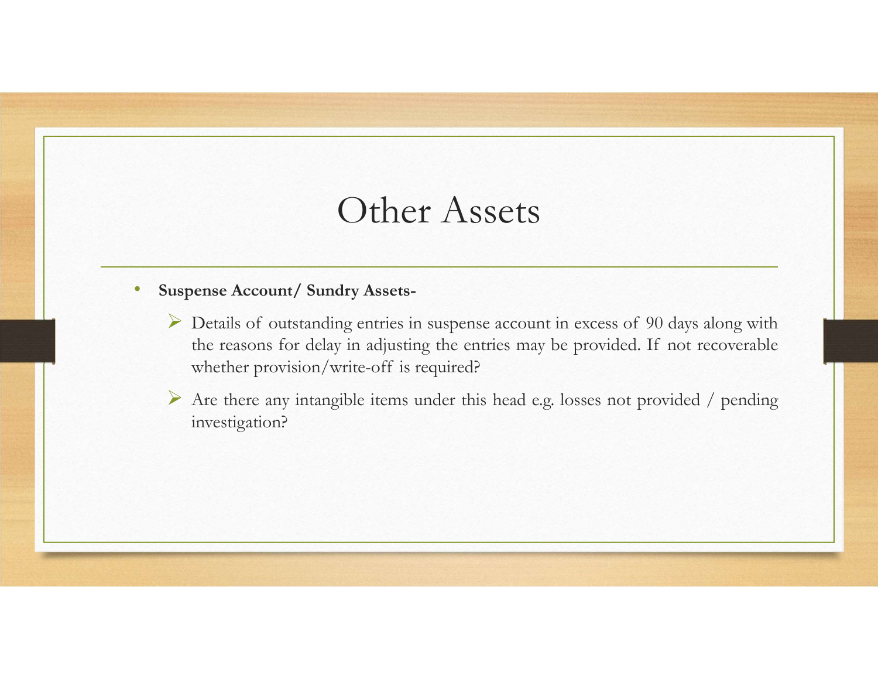# Other Assets

- **Suspense Account/ Sundry Assets-**
  - Details of outstanding entries in suspense account in excess of 90 days along with the reasons for delay in adjusting the entries may be provided. If not recoverable whether provision/write-off is required?
  - Are there any intangible items under this head e.g. losses not provided / pending investigation?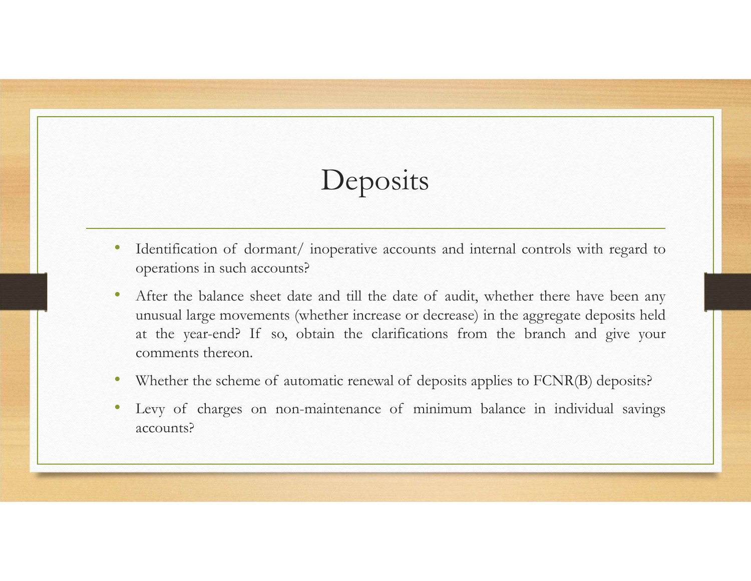# Deposits

- Identification of dormant/ inoperative accounts and internal controls with regard to operations in such accounts?
- After the balance sheet date and till the date of audit, whether there have been any unusual large movements (whether increase or decrease) in the aggregate deposits held at the year-end? If so, obtain the clarifications from the branch and give your comments thereon.
- Whether the scheme of automatic renewal of deposits applies to FCNR(B) deposits?
- Levy of charges on non-maintenance of minimum balance in individual savings accounts?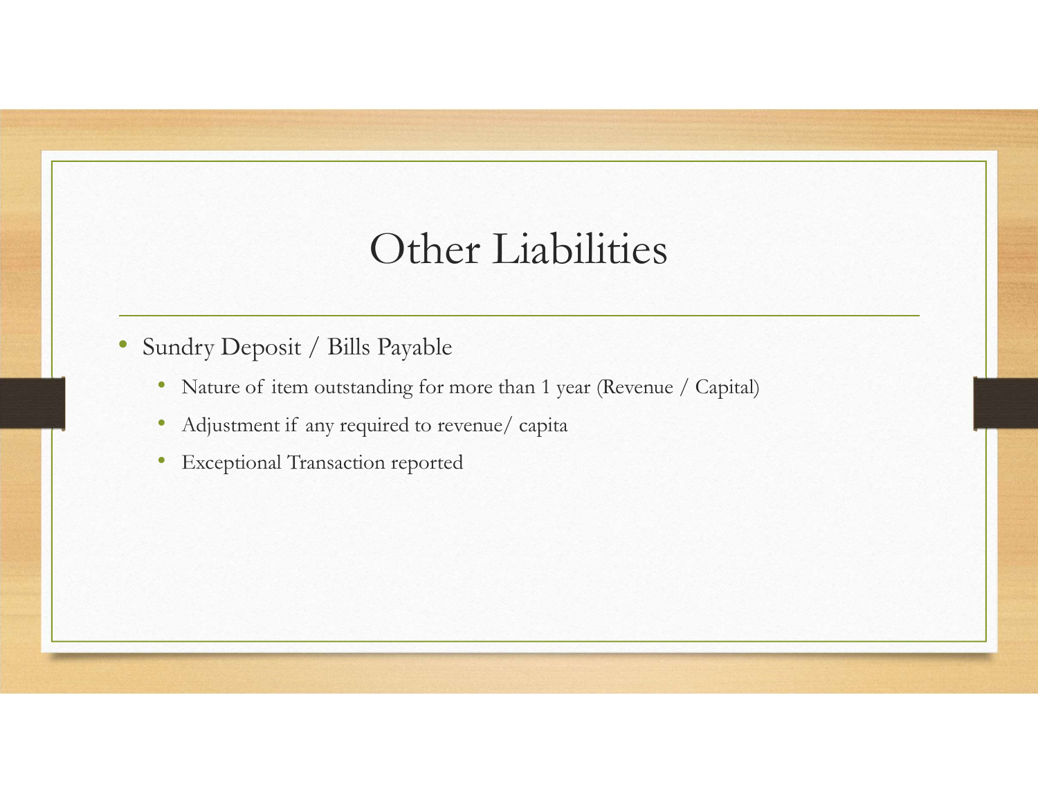# Other Liabilities

- Sundry Deposit / Bills Payable
  - Nature of item outstanding for more than 1 year (Revenue / Capital)
  - Adjustment if any required to revenue/ capita
  - Exceptional Transaction reported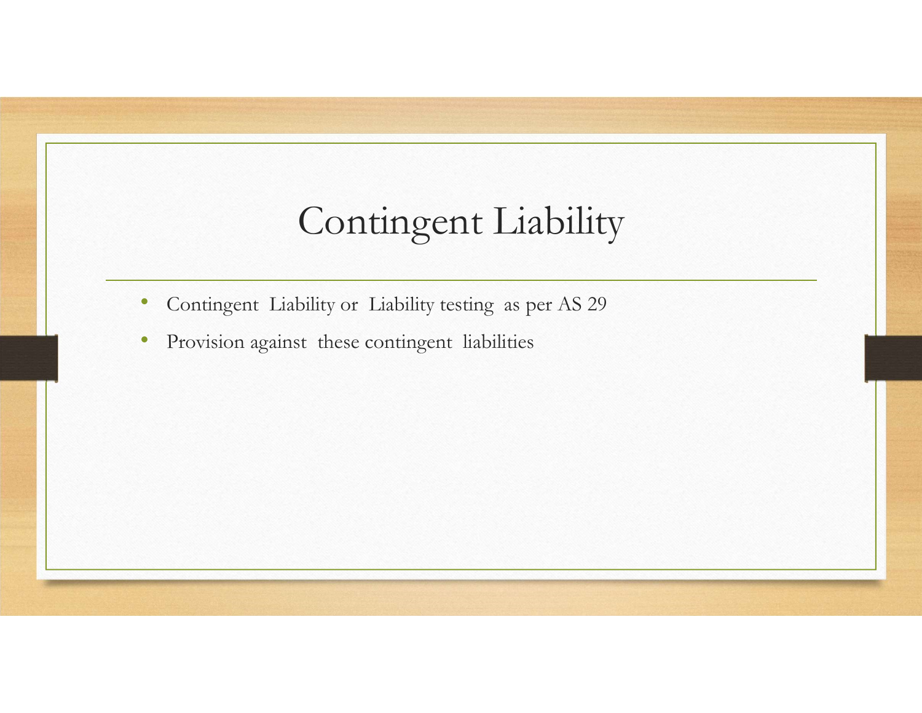# Contingent Liability

- Contingent Liability or Liability testing as per AS 29
- Provision against these contingent liabilities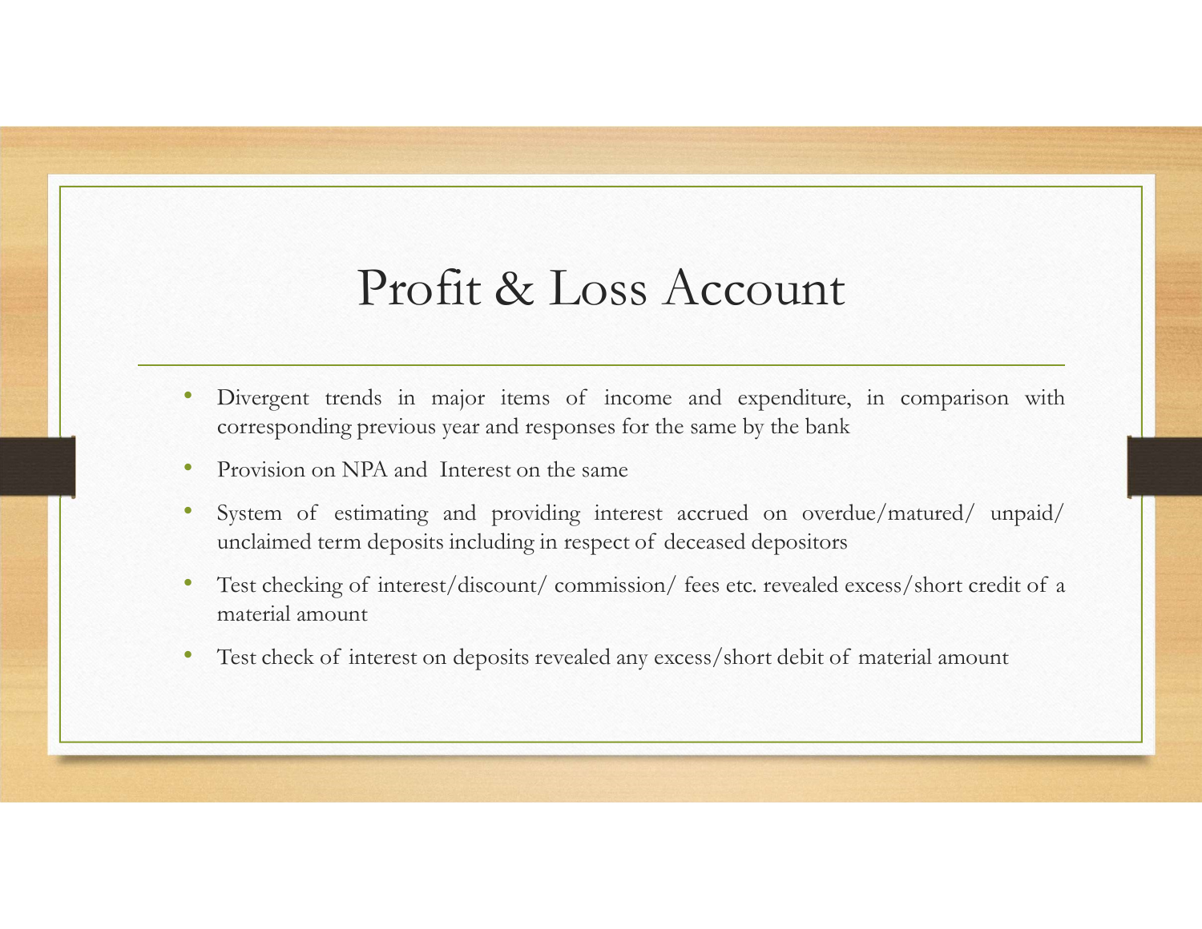# Profit & Loss Account

- Divergent trends in major items of income and expenditure, in comparison with corresponding previous year and responses for the same by the bank
- Provision on NPA and Interest on the same
- System of estimating and providing interest accrued on overdue/matured/ unpaid/ unclaimed term deposits including in respect of deceased depositors
- Test checking of interest/discount/ commission/ fees etc. revealed excess/short credit of a material amount
- Test check of interest on deposits revealed any excess/short debit of material amount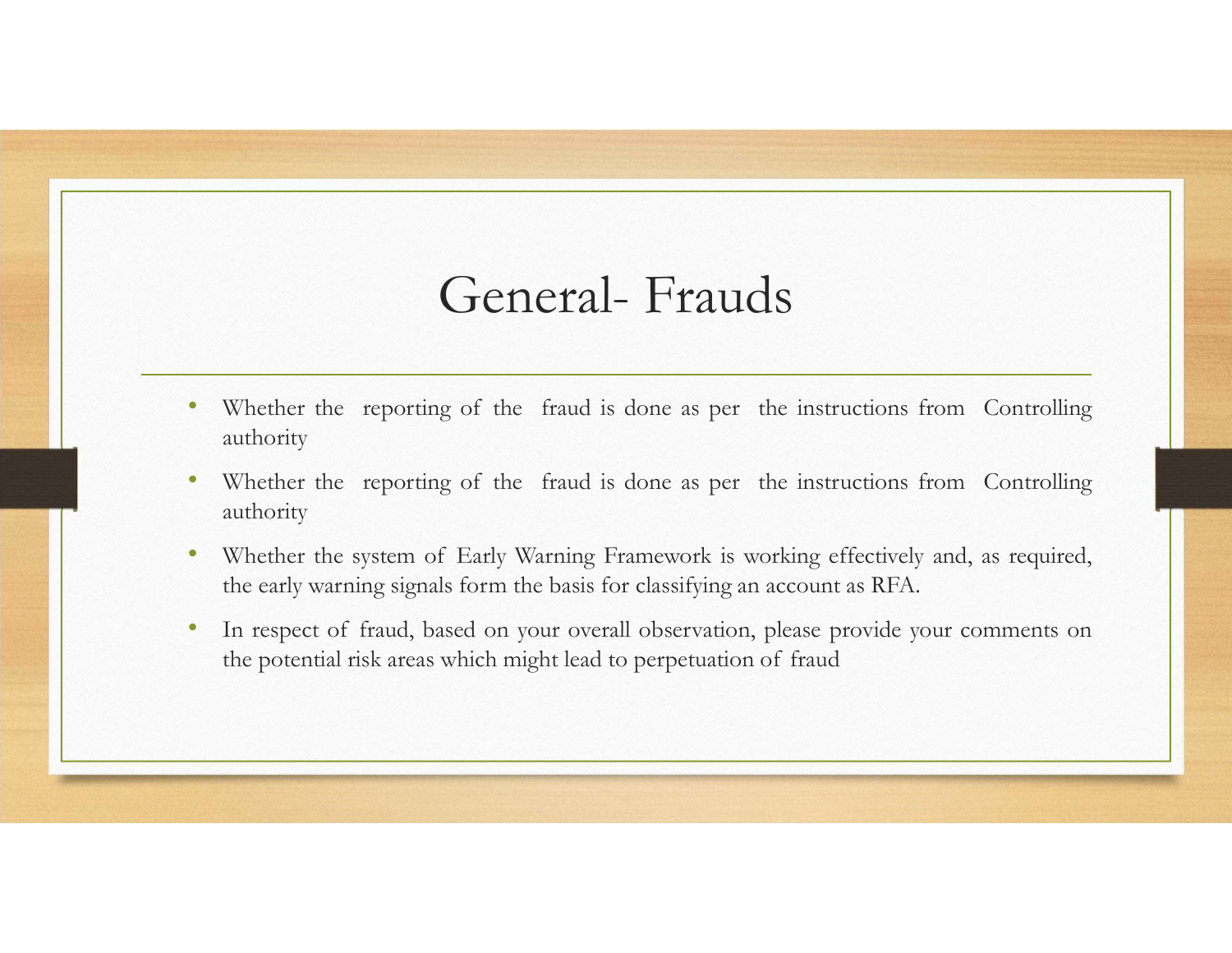# General- Frauds

- Whether the reporting of the fraud is done as per the instructions from Controlling authority
- Whether the reporting of the fraud is done as per the instructions from Controlling authority
- Whether the system of Early Warning Framework is working effectively and, as required, the early warning signals form the basis for classifying an account as RFA.
- In respect of fraud, based on your overall observation, please provide your comments on the potential risk areas which might lead to perpetuation of fraud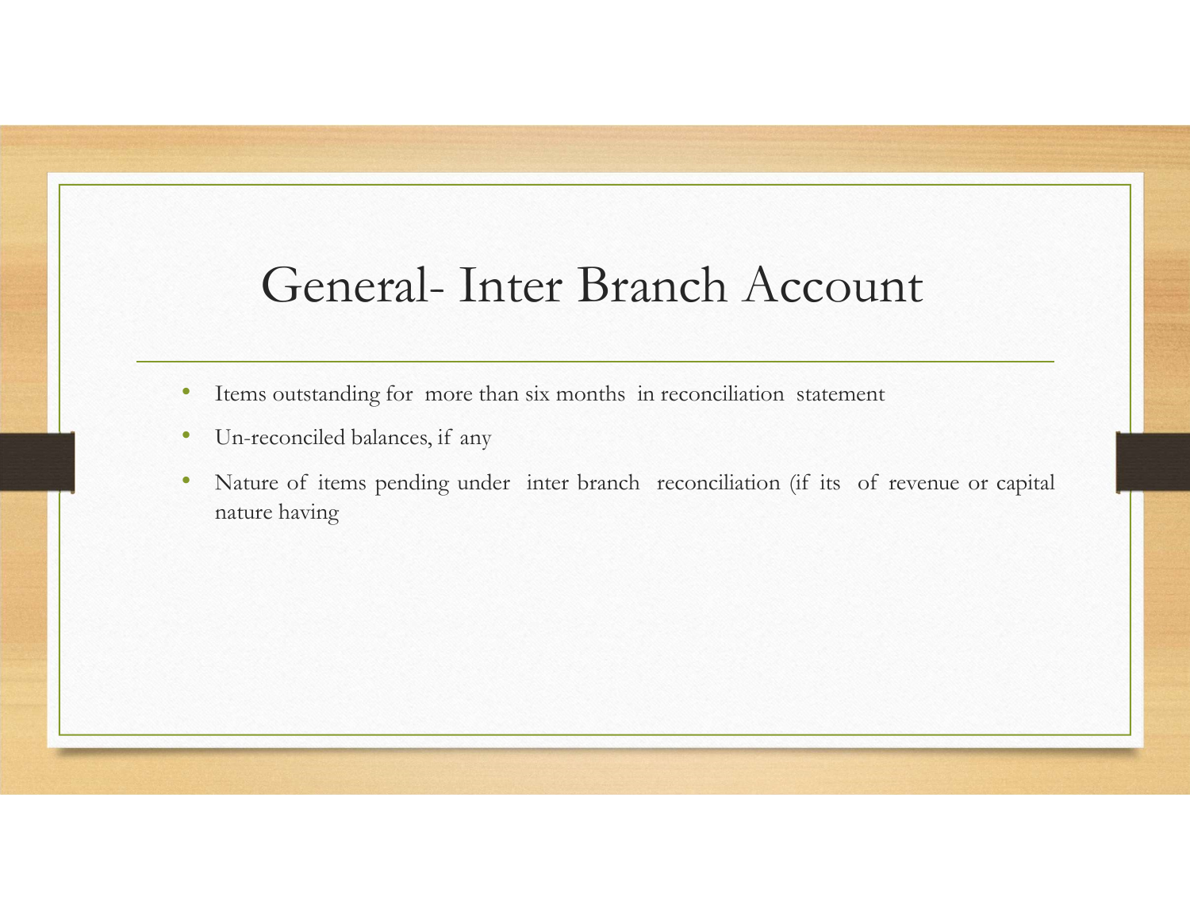# General- Inter Branch Account

- Items outstanding for more than six months in reconciliation statement
- Un-reconciled balances, if any
- Nature of items pending under inter branch reconciliation (if its of revenue or capital nature having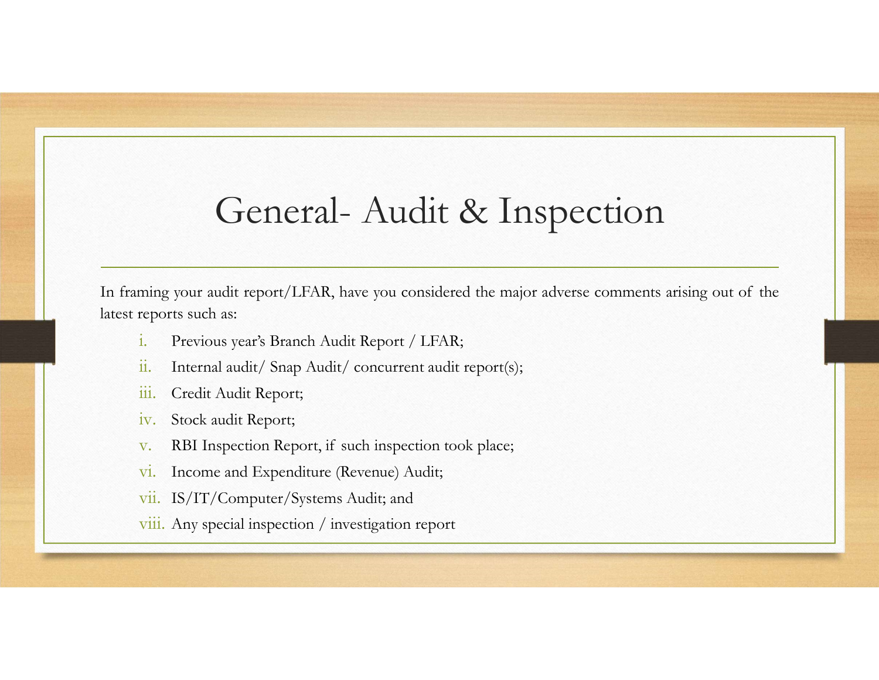# General- Audit & Inspection

In framing your audit report/LFAR, have you considered the major adverse comments arising out of the latest reports such as:

i. Previous year's Branch Audit Report / LFAR;
ii. Internal audit/ Snap Audit/ concurrent audit report(s);
iii. Credit Audit Report;
iv. Stock audit Report;
v. RBI Inspection Report, if such inspection took place;
vi. Income and Expenditure (Revenue) Audit;
vii. IS/IT/Computer/Systems Audit; and
viii. Any special inspection / investigation report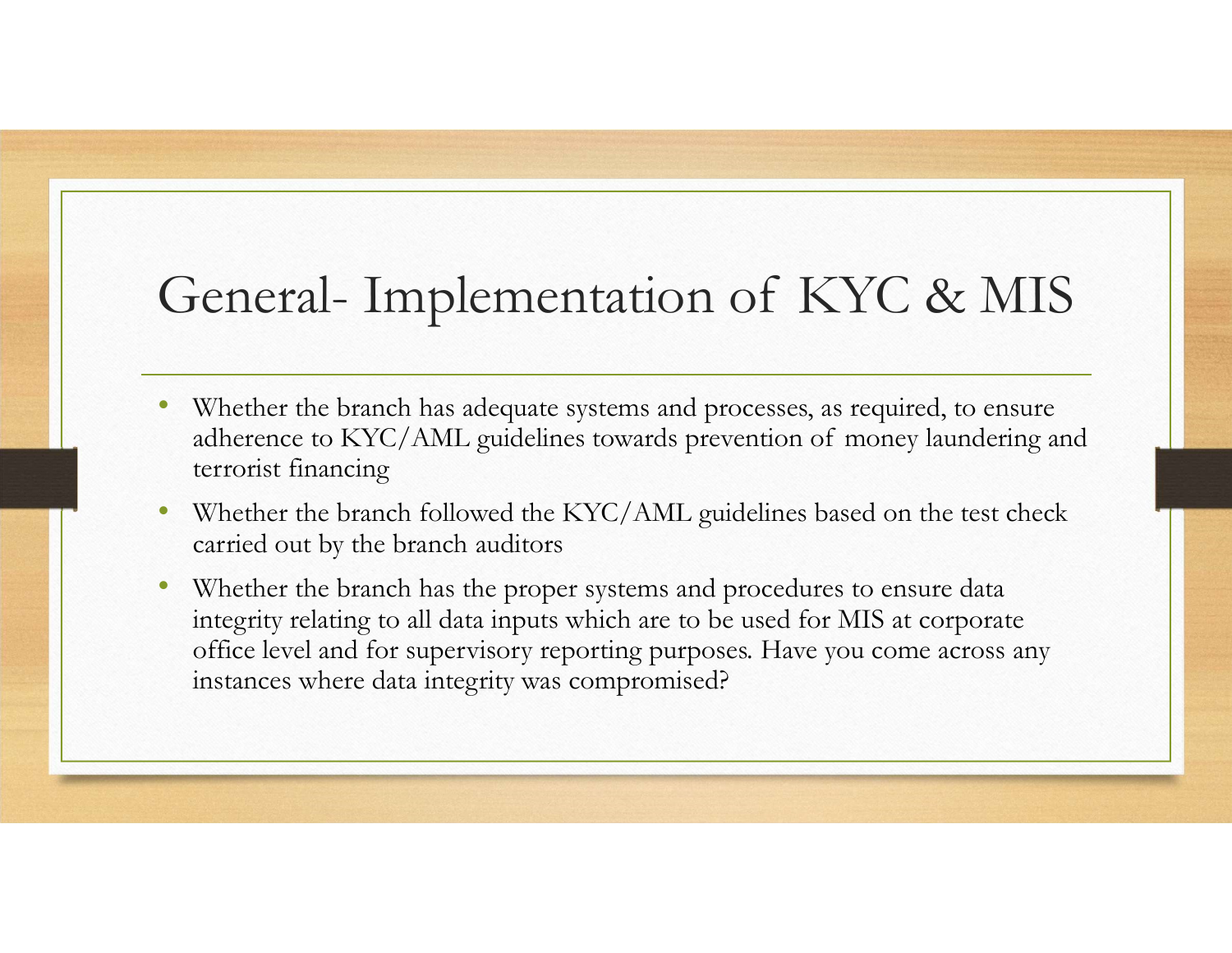# General- Implementation of KYC & MIS

- Whether the branch has adequate systems and processes, as required, to ensure adherence to KYC/AML guidelines towards prevention of money laundering and terrorist financing
- Whether the branch followed the KYC/AML guidelines based on the test check carried out by the branch auditors
- Whether the branch has the proper systems and procedures to ensure data integrity relating to all data inputs which are to be used for MIS at corporate office level and for supervisory reporting purposes. Have you come across any instances where data integrity was compromised?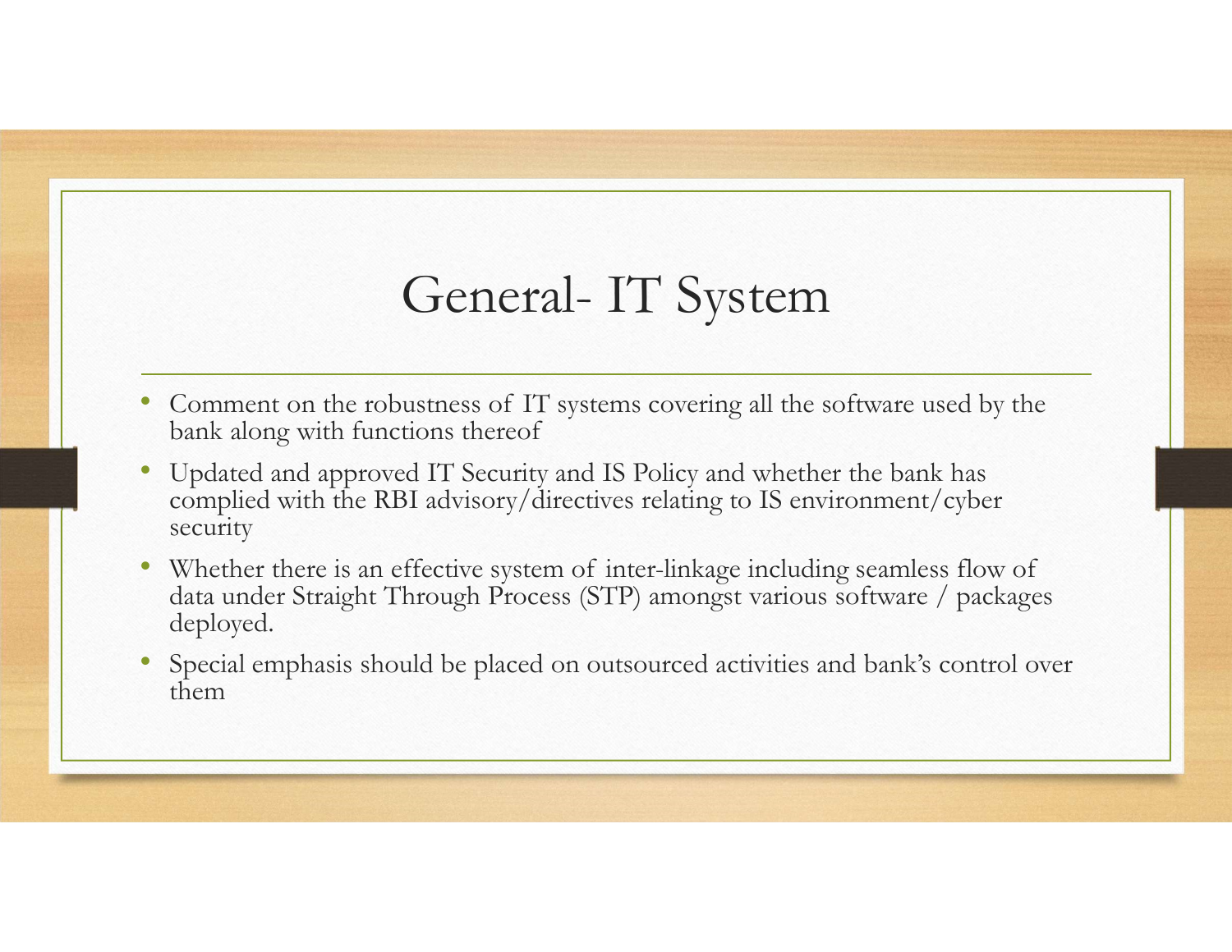# General- IT System

- Comment on the robustness of IT systems covering all the software used by the bank along with functions thereof
- Updated and approved IT Security and IS Policy and whether the bank has complied with the RBI advisory/directives relating to IS environment/cyber security
- Whether there is an effective system of inter-linkage including seamless flow of data under Straight Through Process (STP) amongst various software / packages deployed.
- Special emphasis should be placed on outsourced activities and bank's control over them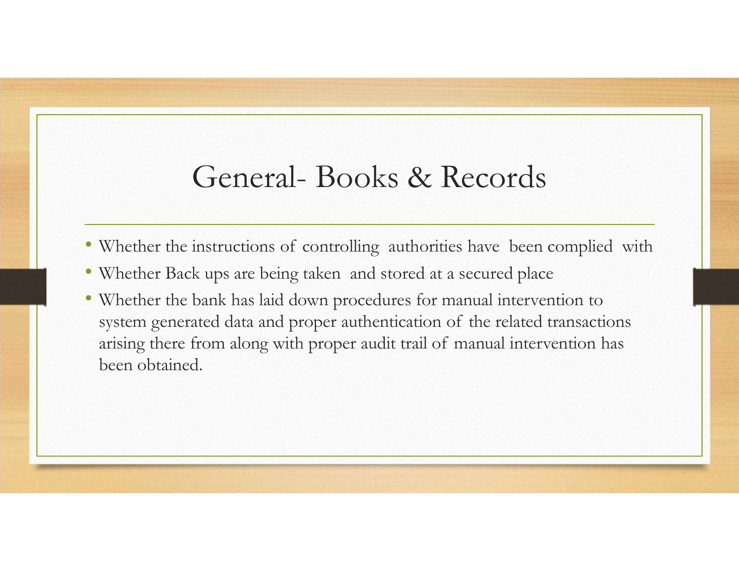# General- Books & Records

- Whether the instructions of controlling authorities have been complied with
- Whether Back ups are being taken and stored at a secured place
- Whether the bank has laid down procedures for manual intervention to system generated data and proper authentication of the related transactions arising there from along with proper audit trail of manual intervention has been obtained.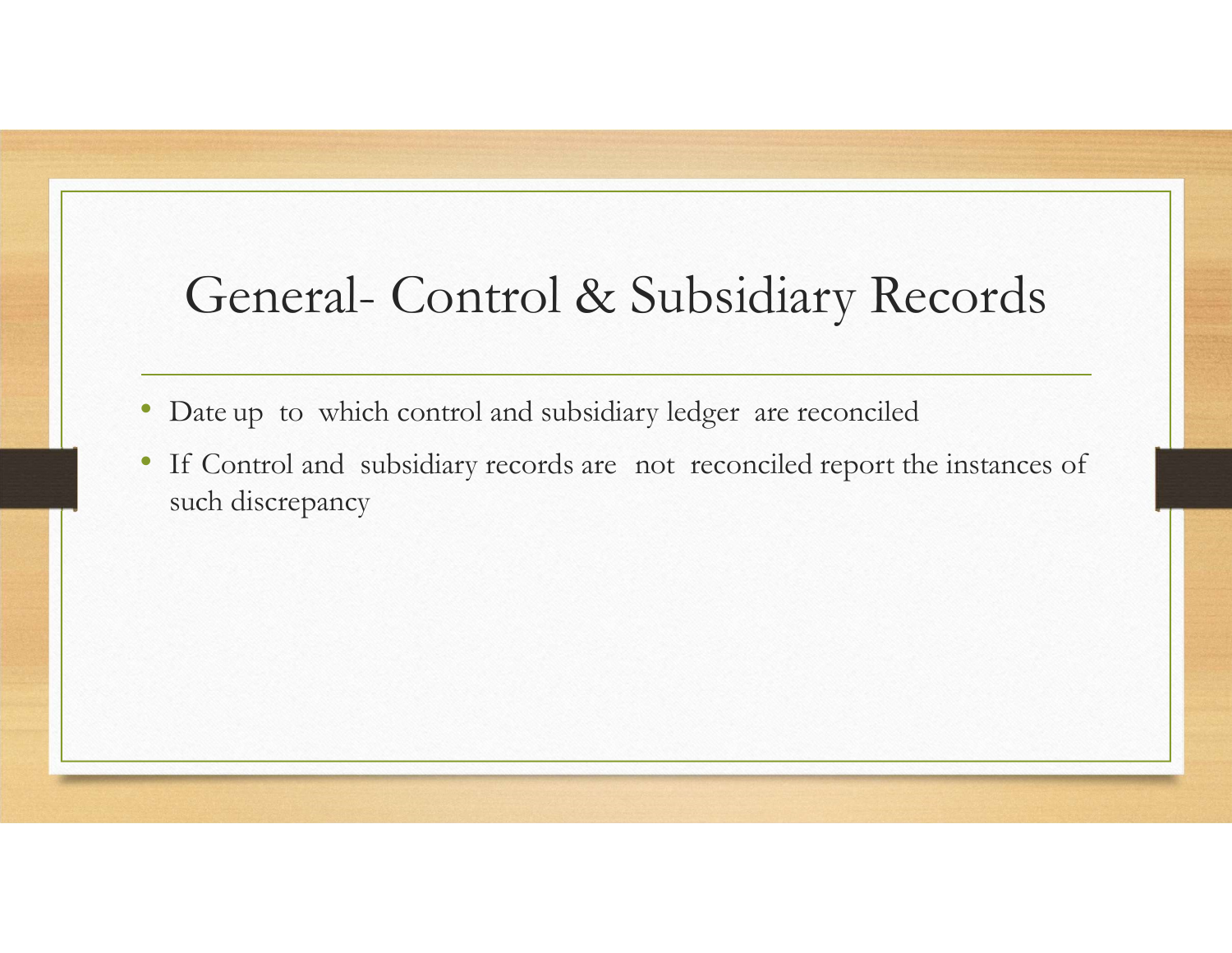# General- Control & Subsidiary Records

- Date up to which control and subsidiary ledger are reconciled
- If Control and subsidiary records are not reconciled report the instances of such discrepancy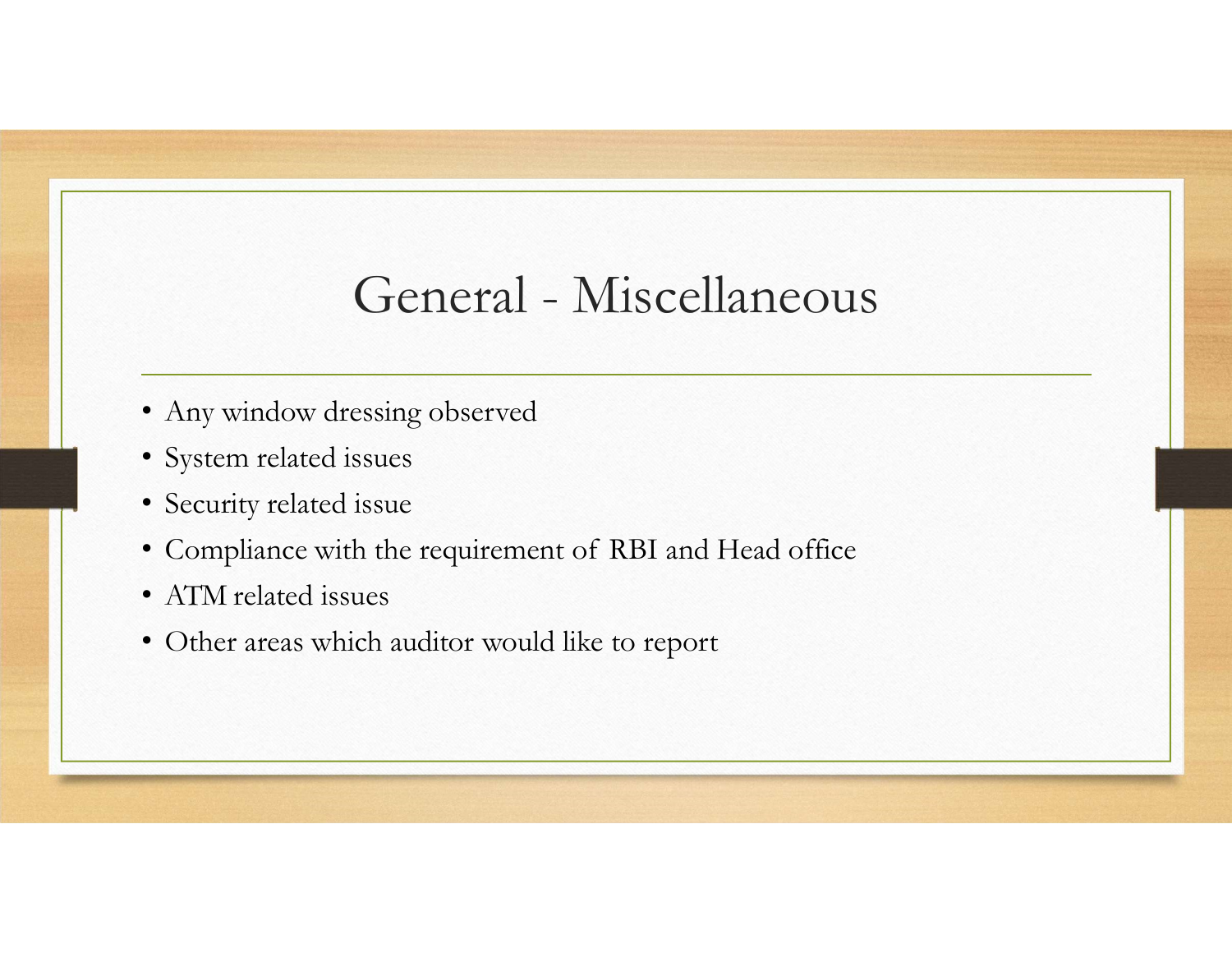# General - Miscellaneous

- Any window dressing observed
- System related issues
- Security related issue
- Compliance with the requirement of RBI and Head office
- ATM related issues
- Other areas which auditor would like to report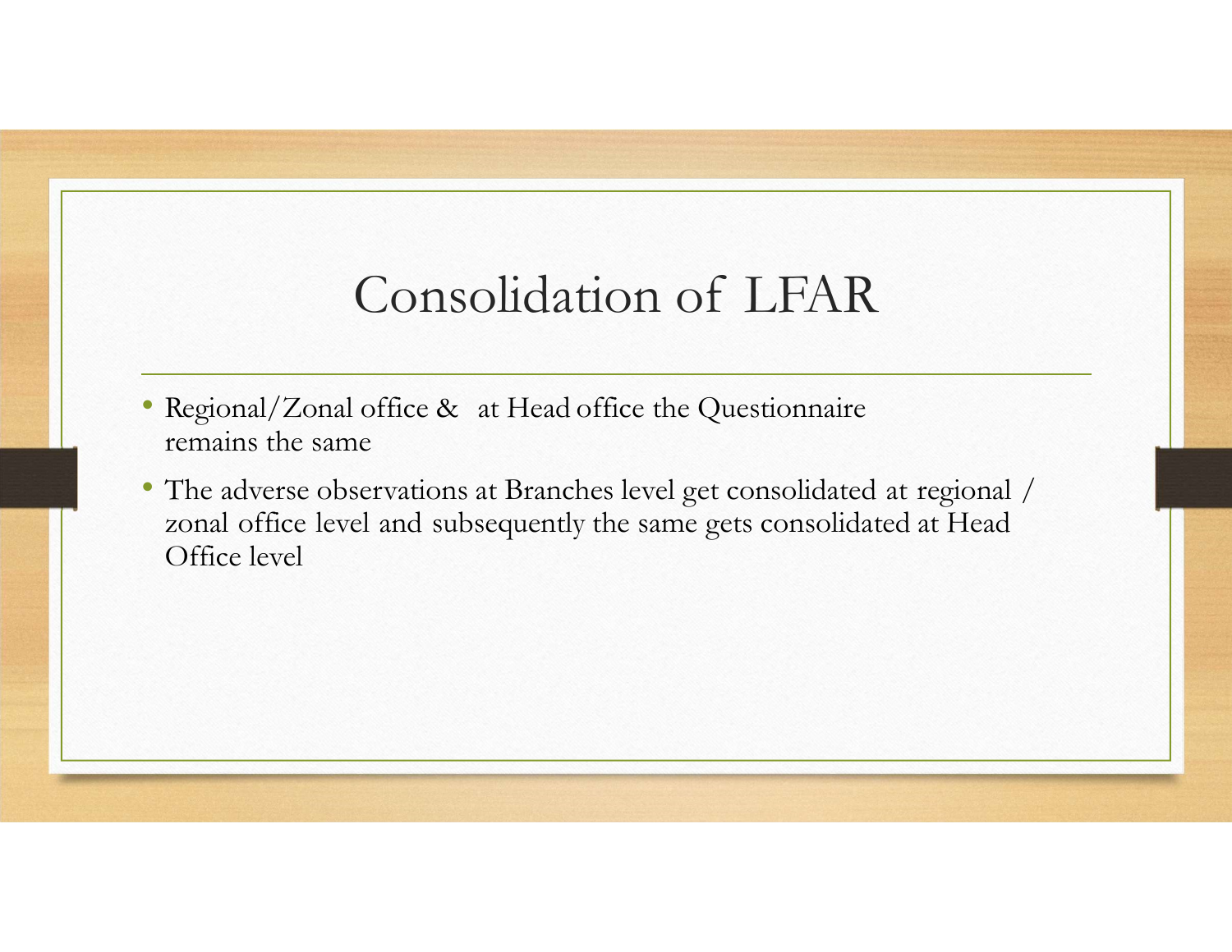# Consolidation of LFAR

- Regional/Zonal office & at Head office the Questionnaire remains the same
- The adverse observations at Branches level get consolidated at regional / zonal office level and subsequently the same gets consolidated at Head Office level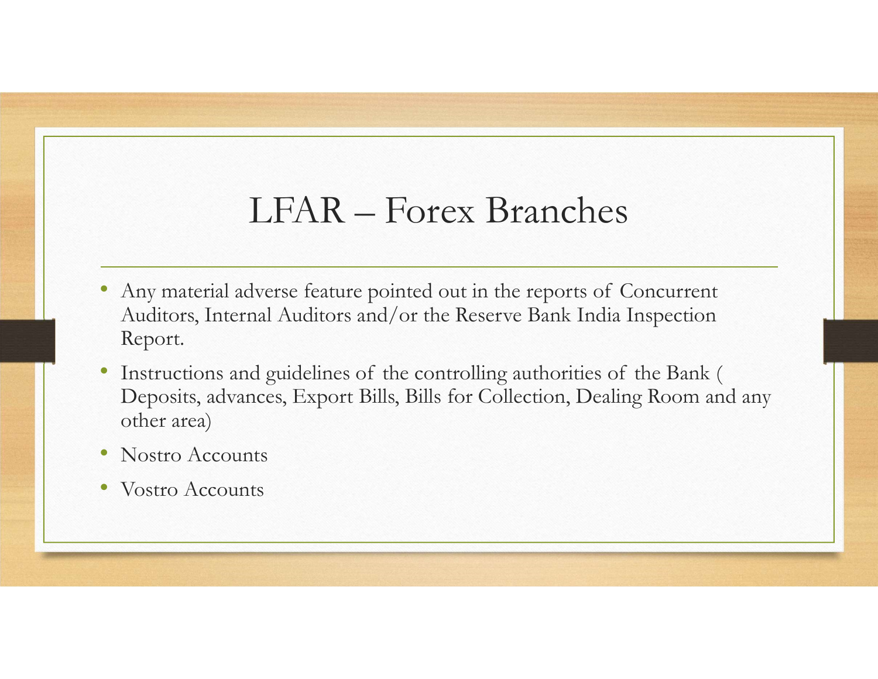# LFAR – Forex Branches

- Any material adverse feature pointed out in the reports of Concurrent Auditors, Internal Auditors and/or the Reserve Bank India Inspection Report.
- Instructions and guidelines of the controlling authorities of the Bank ( Deposits, advances, Export Bills, Bills for Collection, Dealing Room and any other area)
- Nostro Accounts
- Vostro Accounts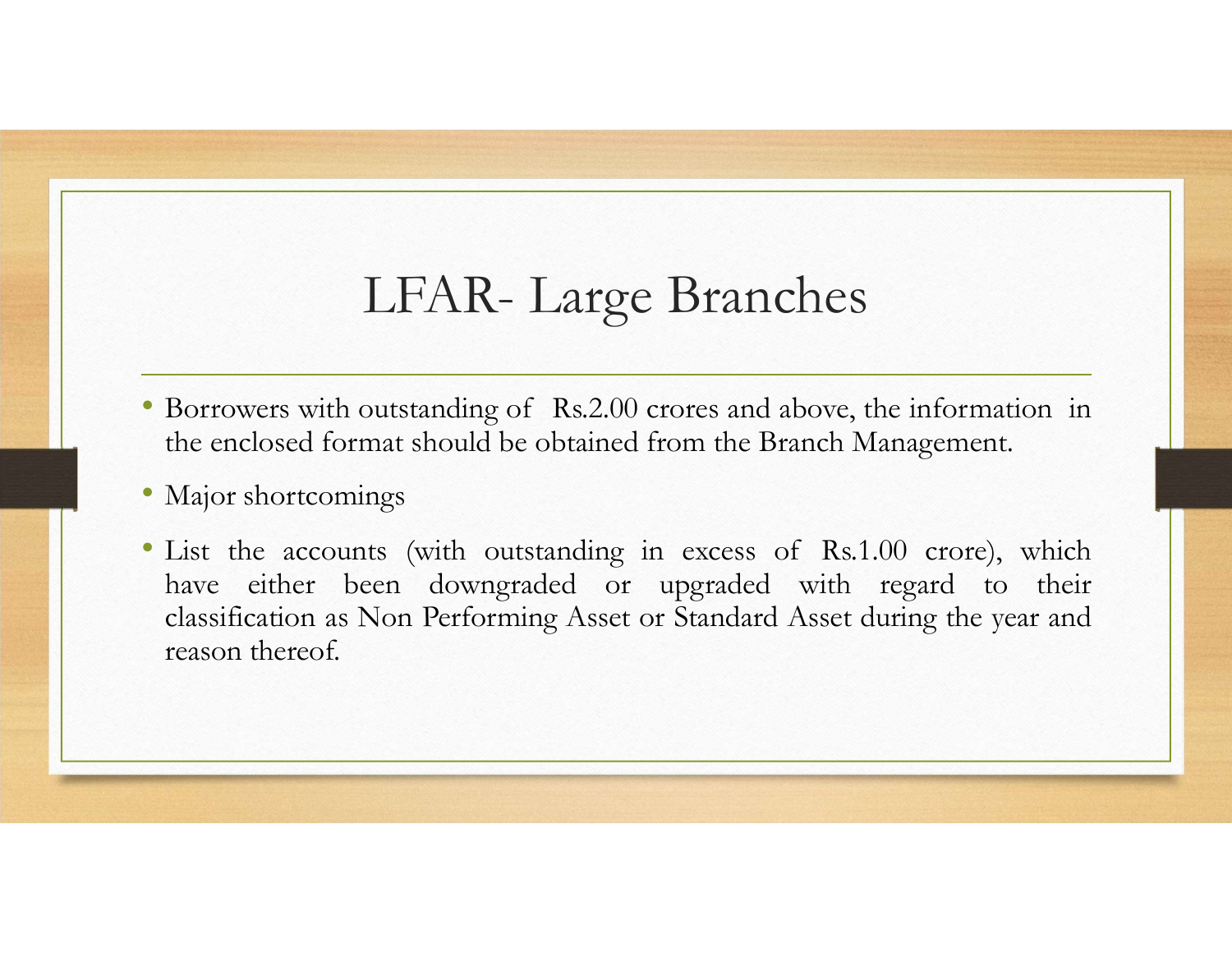# LFAR- Large Branches

- Borrowers with outstanding of Rs.2.00 crores and above, the information in the enclosed format should be obtained from the Branch Management.
- Major shortcomings
- List the accounts (with outstanding in excess of Rs.1.00 crore), which have either been downgraded or upgraded with regard to their classification as Non Performing Asset or Standard Asset during the year and reason thereof.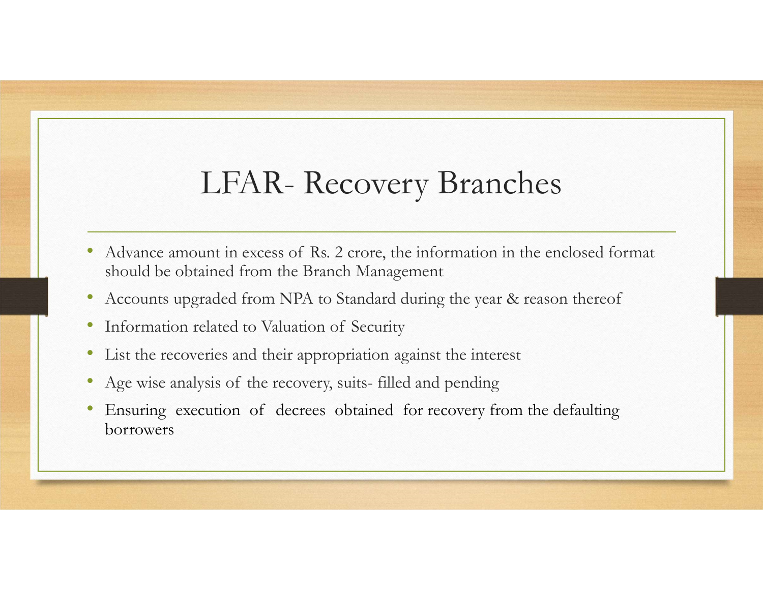# LFAR- Recovery Branches

- Advance amount in excess of Rs. 2 crore, the information in the enclosed format should be obtained from the Branch Management
- Accounts upgraded from NPA to Standard during the year & reason thereof
- Information related to Valuation of Security
- List the recoveries and their appropriation against the interest
- Age wise analysis of the recovery, suits- filled and pending
- Ensuring execution of decrees obtained for recovery from the defaulting borrowers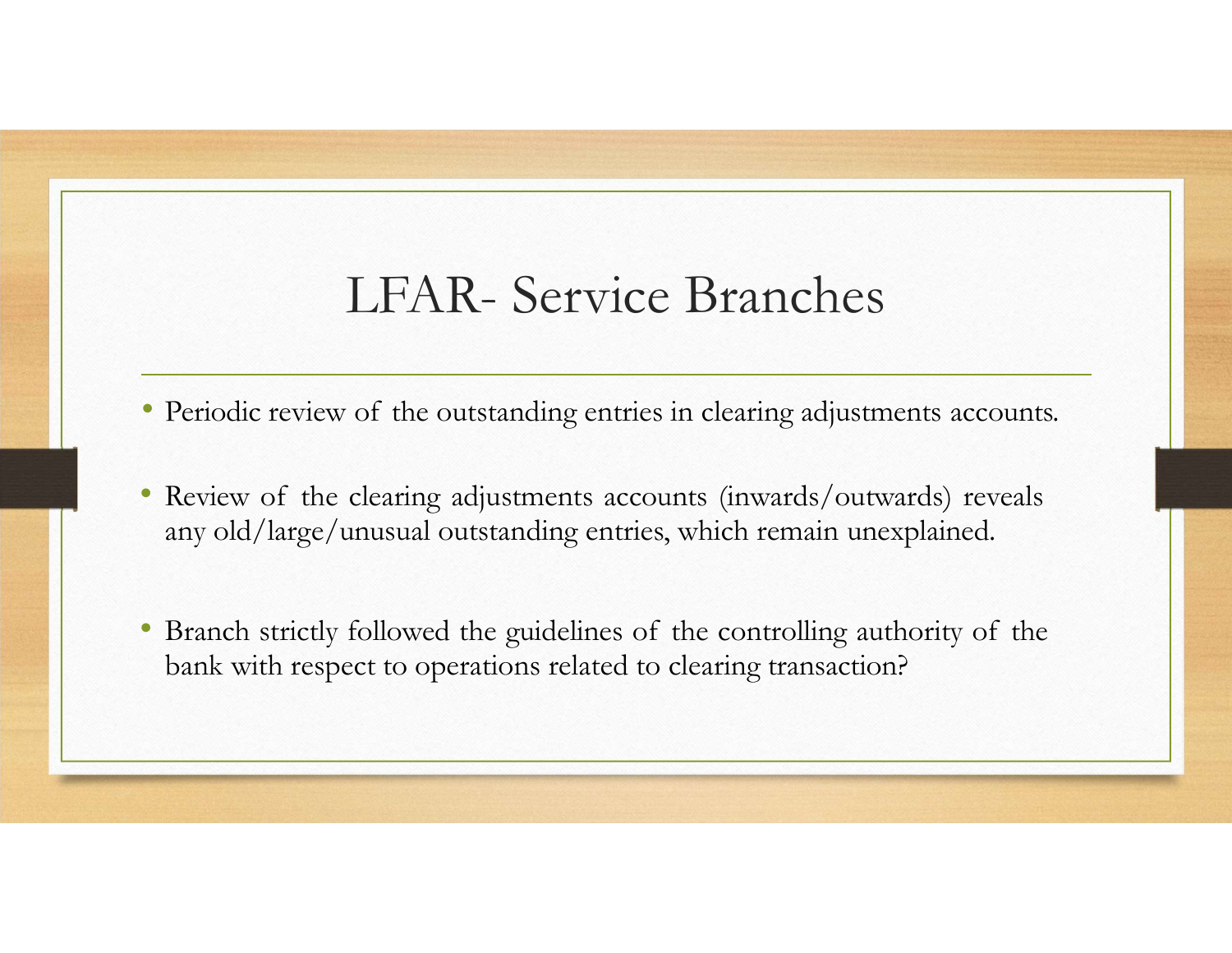# LFAR- Service Branches

- Periodic review of the outstanding entries in clearing adjustments accounts.
- Review of the clearing adjustments accounts (inwards/outwards) reveals any old/large/unusual outstanding entries, which remain unexplained.
- Branch strictly followed the guidelines of the controlling authority of the bank with respect to operations related to clearing transaction?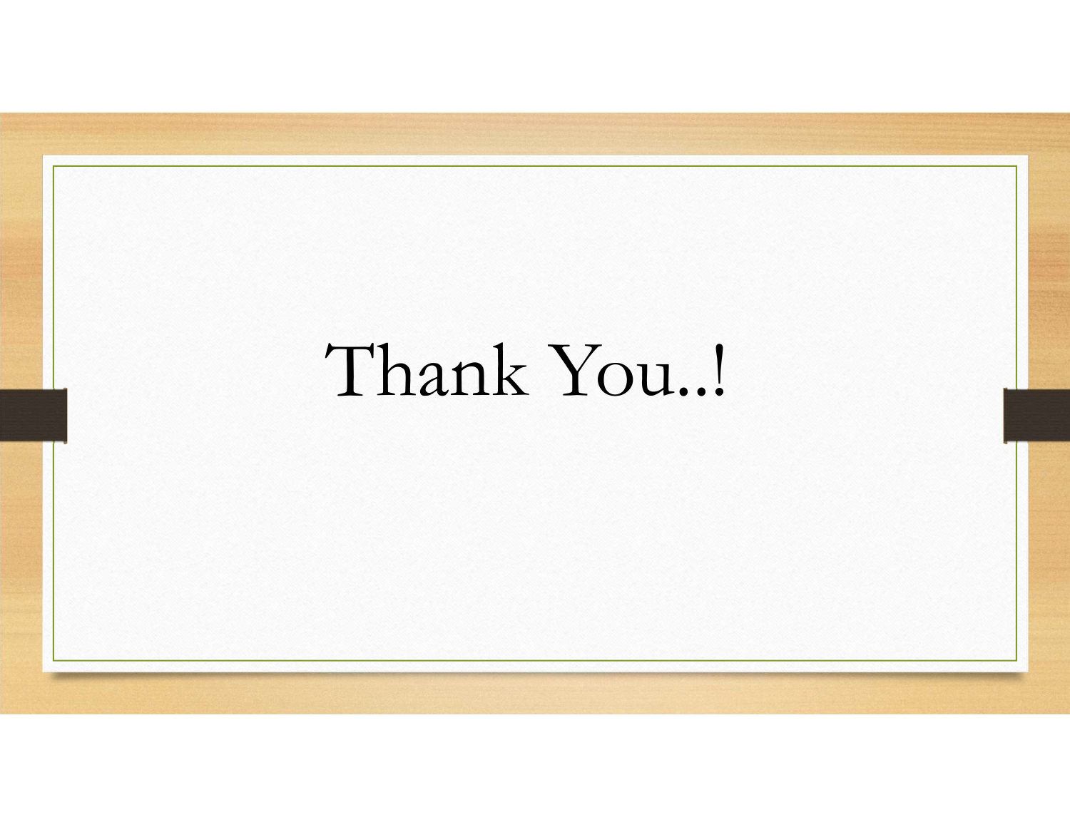# Thank You..!